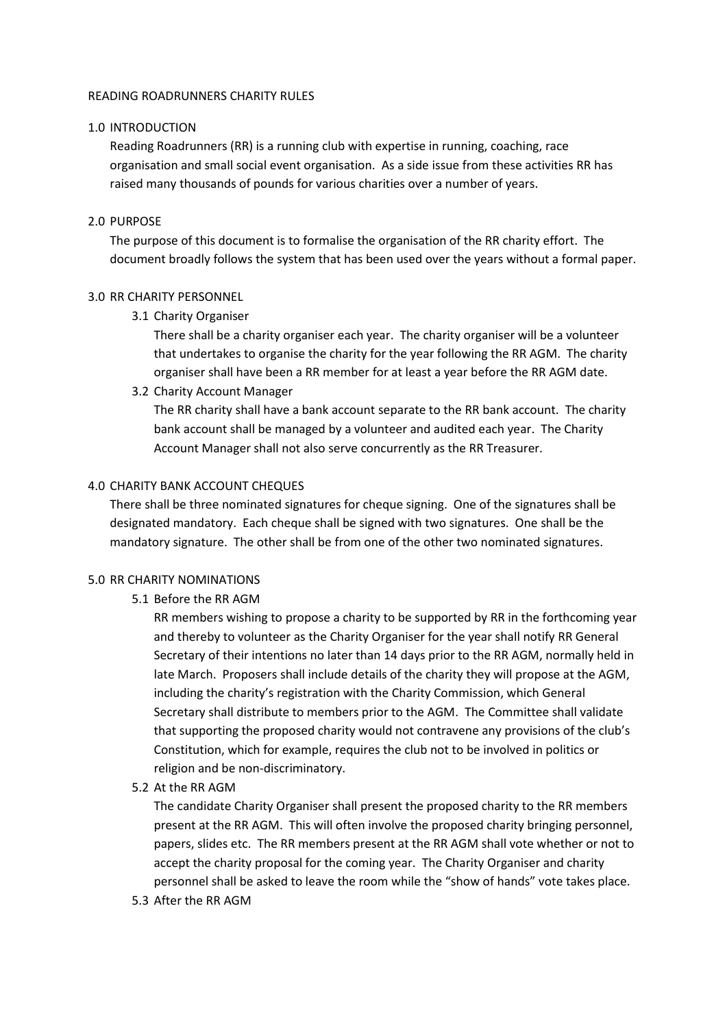READING ROADRUNNERS CHARITY RULES

## 1.0 INTRODUCTION

Reading Roadrunners (RR) is a running club with expertise in running, coaching, race organisation and small social event organisation. As a side issue from these activities RR has raised many thousands of pounds for various charities over a number of years.

## 2.0 PURPOSE

The purpose of this document is to formalise the organisation of the RR charity effort. The document broadly follows the system that has been used over the years without a formal paper.

## 3.0 RR CHARITY PERSONNEL

### 3.1 Charity Organiser

There shall be a charity organiser each year. The charity organiser will be a volunteer that undertakes to organise the charity for the year following the RR AGM. The charity organiser shall have been a RR member for at least a year before the RR AGM date.

### 3.2 Charity Account Manager

The RR charity shall have a bank account separate to the RR bank account. The charity bank account shall be managed by a volunteer and audited each year. The Charity Account Manager shall not also serve concurrently as the RR Treasurer.

## 4.0 CHARITY BANK ACCOUNT CHEQUES

There shall be three nominated signatures for cheque signing. One of the signatures shall be designated mandatory. Each cheque shall be signed with two signatures. One shall be the mandatory signature. The other shall be from one of the other two nominated signatures.

## 5.0 RR CHARITY NOMINATIONS

### 5.1 Before the RR AGM

RR members wishing to propose a charity to be supported by RR in the forthcoming year and thereby to volunteer as the Charity Organiser for the year shall notify RR General Secretary of their intentions no later than 14 days prior to the RR AGM, normally held in late March. Proposers shall include details of the charity they will propose at the AGM, including the charity's registration with the Charity Commission, which General Secretary shall distribute to members prior to the AGM. The Committee shall validate that supporting the proposed charity would not contravene any provisions of the club's Constitution, which for example, requires the club not to be involved in politics or religion and be non-discriminatory.

### 5.2 At the RR AGM

The candidate Charity Organiser shall present the proposed charity to the RR members present at the RR AGM. This will often involve the proposed charity bringing personnel, papers, slides etc. The RR members present at the RR AGM shall vote whether or not to accept the charity proposal for the coming year. The Charity Organiser and charity personnel shall be asked to leave the room while the "show of hands" vote takes place.

### 5.3 After the RR AGM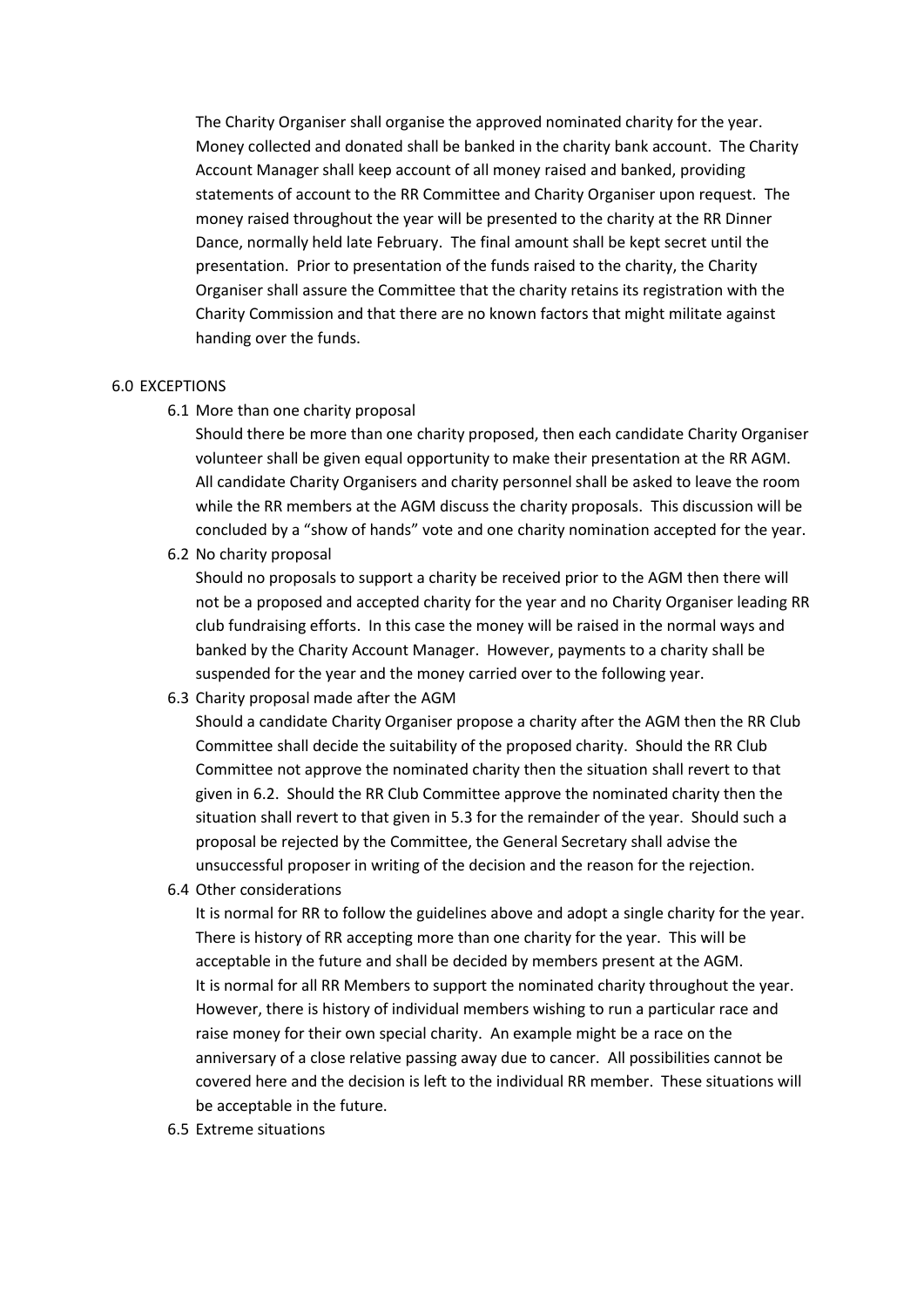The Charity Organiser shall organise the approved nominated charity for the year. Money collected and donated shall be banked in the charity bank account. The Charity Account Manager shall keep account of all money raised and banked, providing statements of account to the RR Committee and Charity Organiser upon request. The money raised throughout the year will be presented to the charity at the RR Dinner Dance, normally held late February. The final amount shall be kept secret until the presentation. Prior to presentation of the funds raised to the charity, the Charity Organiser shall assure the Committee that the charity retains its registration with the Charity Commission and that there are no known factors that might militate against handing over the funds.

## 6.0 EXCEPTIONS

### 6.1 More than one charity proposal

Should there be more than one charity proposed, then each candidate Charity Organiser volunteer shall be given equal opportunity to make their presentation at the RR AGM. All candidate Charity Organisers and charity personnel shall be asked to leave the room while the RR members at the AGM discuss the charity proposals. This discussion will be concluded by a "show of hands" vote and one charity nomination accepted for the year.

### 6.2 No charity proposal

Should no proposals to support a charity be received prior to the AGM then there will not be a proposed and accepted charity for the year and no Charity Organiser leading RR club fundraising efforts. In this case the money will be raised in the normal ways and banked by the Charity Account Manager. However, payments to a charity shall be suspended for the year and the money carried over to the following year.

### 6.3 Charity proposal made after the AGM

Should a candidate Charity Organiser propose a charity after the AGM then the RR Club Committee shall decide the suitability of the proposed charity. Should the RR Club Committee not approve the nominated charity then the situation shall revert to that given in 6.2. Should the RR Club Committee approve the nominated charity then the situation shall revert to that given in 5.3 for the remainder of the year. Should such a proposal be rejected by the Committee, the General Secretary shall advise the unsuccessful proposer in writing of the decision and the reason for the rejection.

### 6.4 Other considerations

It is normal for RR to follow the guidelines above and adopt a single charity for the year. There is history of RR accepting more than one charity for the year. This will be acceptable in the future and shall be decided by members present at the AGM.

It is normal for all RR Members to support the nominated charity throughout the year. However, there is history of individual members wishing to run a particular race and raise money for their own special charity. An example might be a race on the anniversary of a close relative passing away due to cancer. All possibilities cannot be covered here and the decision is left to the individual RR member. These situations will be acceptable in the future.

### 6.5 Extreme situations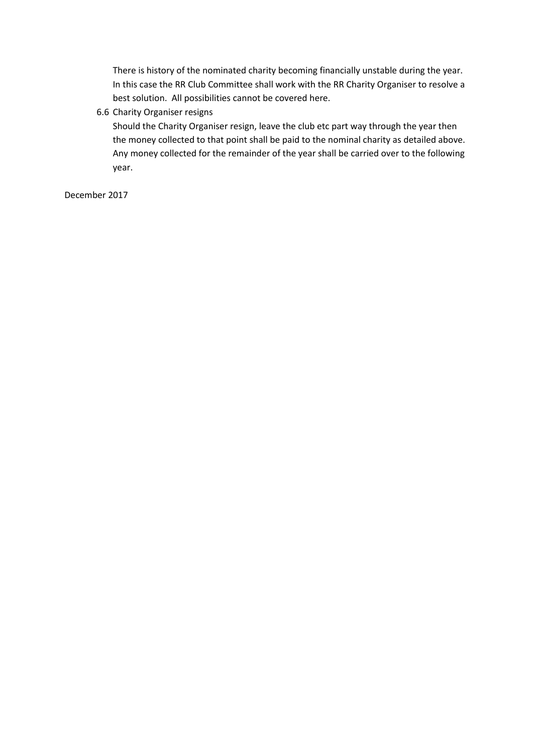There is history of the nominated charity becoming financially unstable during the year. In this case the RR Club Committee shall work with the RR Charity Organiser to resolve a best solution. All possibilities cannot be covered here.

6.6 Charity Organiser resigns

Should the Charity Organiser resign, leave the club etc part way through the year then the money collected to that point shall be paid to the nominal charity as detailed above. Any money collected for the remainder of the year shall be carried over to the following year.

December 2017